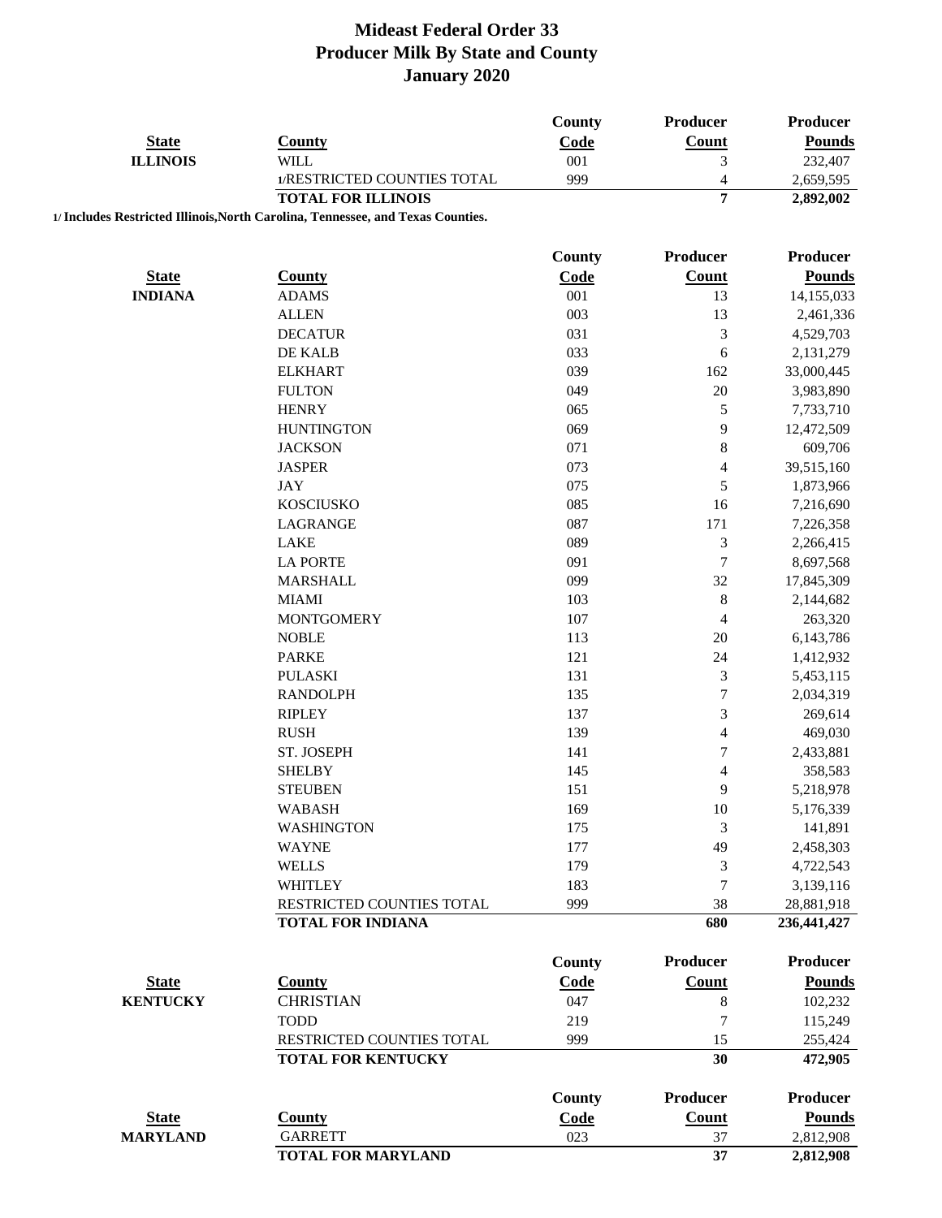# Mideast Federal Order 33
## Producer Milk By State and County
## January 2020

| State | County | County Code | Producer Count | Producer Pounds |
|---|---|---|---|---|
| **ILLINOIS** | WILL | 001 | 3 | 232,407 |
| | 1/RESTRICTED COUNTIES TOTAL | 999 | 4 | 2,659,595 |
| | **TOTAL FOR ILLINOIS** | | **7** | **2,892,002** |

**1/ Includes Restricted Illinois,North Carolina, Tennessee, and Texas Counties.**

| State | County | County Code | Producer Count | Producer Pounds |
|---|---|---|---|---|
| **INDIANA** | ADAMS | 001 | 13 | 14,155,033 |
| | ALLEN | 003 | 13 | 2,461,336 |
| | DECATUR | 031 | 3 | 4,529,703 |
| | DE KALB | 033 | 6 | 2,131,279 |
| | ELKHART | 039 | 162 | 33,000,445 |
| | FULTON | 049 | 20 | 3,983,890 |
| | HENRY | 065 | 5 | 7,733,710 |
| | HUNTINGTON | 069 | 9 | 12,472,509 |
| | JACKSON | 071 | 8 | 609,706 |
| | JASPER | 073 | 4 | 39,515,160 |
| | JAY | 075 | 5 | 1,873,966 |
| | KOSCIUSKO | 085 | 16 | 7,216,690 |
| | LAGRANGE | 087 | 171 | 7,226,358 |
| | LAKE | 089 | 3 | 2,266,415 |
| | LA PORTE | 091 | 7 | 8,697,568 |
| | MARSHALL | 099 | 32 | 17,845,309 |
| | MIAMI | 103 | 8 | 2,144,682 |
| | MONTGOMERY | 107 | 4 | 263,320 |
| | NOBLE | 113 | 20 | 6,143,786 |
| | PARKE | 121 | 24 | 1,412,932 |
| | PULASKI | 131 | 3 | 5,453,115 |
| | RANDOLPH | 135 | 7 | 2,034,319 |
| | RIPLEY | 137 | 3 | 269,614 |
| | RUSH | 139 | 4 | 469,030 |
| | ST. JOSEPH | 141 | 7 | 2,433,881 |
| | SHELBY | 145 | 4 | 358,583 |
| | STEUBEN | 151 | 9 | 5,218,978 |
| | WABASH | 169 | 10 | 5,176,339 |
| | WASHINGTON | 175 | 3 | 141,891 |
| | WAYNE | 177 | 49 | 2,458,303 |
| | WELLS | 179 | 3 | 4,722,543 |
| | WHITLEY | 183 | 7 | 3,139,116 |
| | RESTRICTED COUNTIES TOTAL | 999 | 38 | 28,881,918 |
| | **TOTAL FOR INDIANA** | | **680** | **236,441,427** |

| State | County | County Code | Producer Count | Producer Pounds |
|---|---|---|---|---|
| **KENTUCKY** | CHRISTIAN | 047 | 8 | 102,232 |
| | TODD | 219 | 7 | 115,249 |
| | RESTRICTED COUNTIES TOTAL | 999 | 15 | 255,424 |
| | **TOTAL FOR KENTUCKY** | | **30** | **472,905** |

| State | County | County Code | Producer Count | Producer Pounds |
|---|---|---|---|---|
| **MARYLAND** | GARRETT | 023 | 37 | 2,812,908 |
| | **TOTAL FOR MARYLAND** | | **37** | **2,812,908** |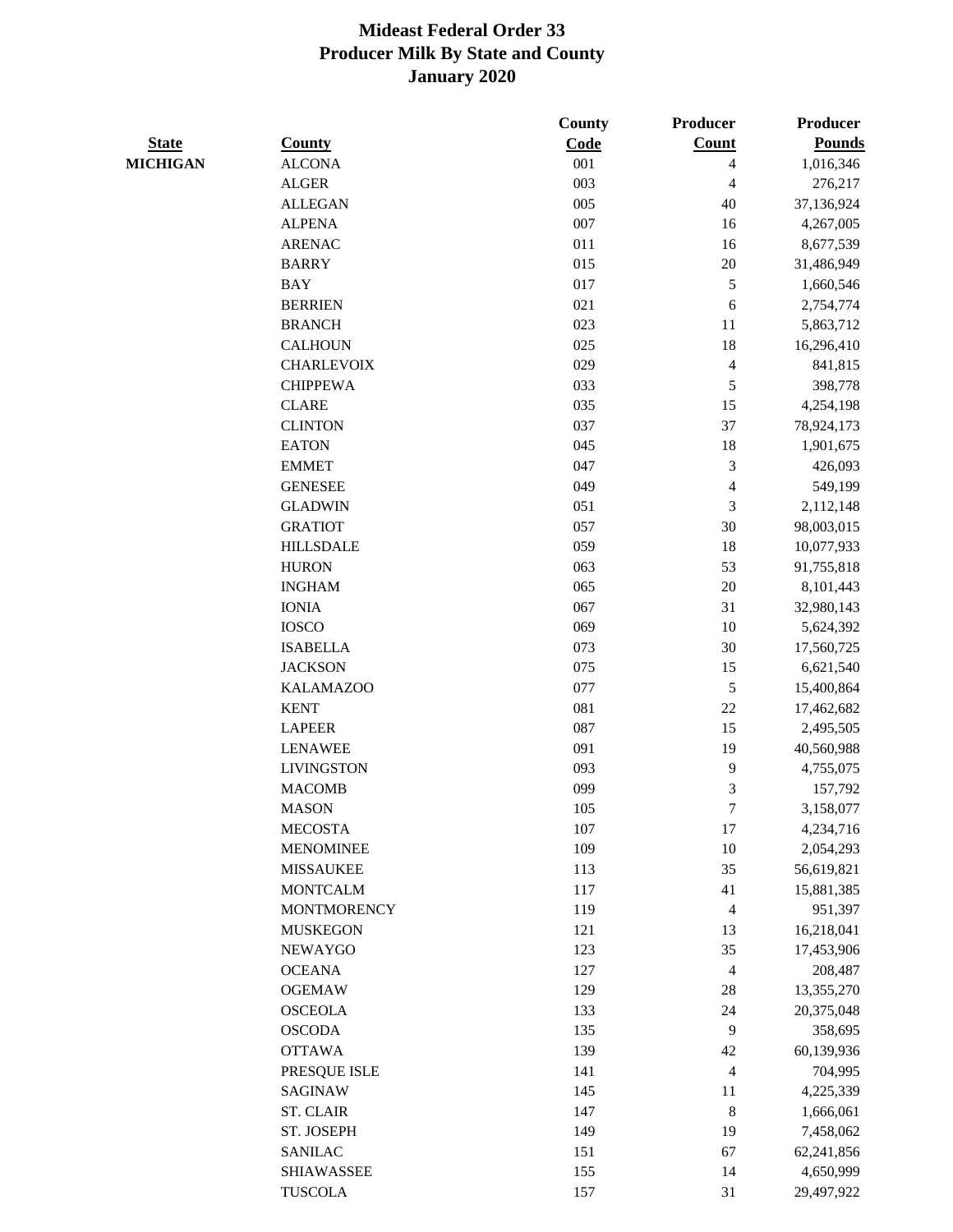# Mideast Federal Order 33
## Producer Milk By State and County
### January 2020

| State | County | County Code | Producer Count | Producer Pounds |
|---|---|---|---|---|
| MICHIGAN | ALCONA | 001 | 4 | 1,016,346 |
| | ALGER | 003 | 4 | 276,217 |
| | ALLEGAN | 005 | 40 | 37,136,924 |
| | ALPENA | 007 | 16 | 4,267,005 |
| | ARENAC | 011 | 16 | 8,677,539 |
| | BARRY | 015 | 20 | 31,486,949 |
| | BAY | 017 | 5 | 1,660,546 |
| | BERRIEN | 021 | 6 | 2,754,774 |
| | BRANCH | 023 | 11 | 5,863,712 |
| | CALHOUN | 025 | 18 | 16,296,410 |
| | CHARLEVOIX | 029 | 4 | 841,815 |
| | CHIPPEWA | 033 | 5 | 398,778 |
| | CLARE | 035 | 15 | 4,254,198 |
| | CLINTON | 037 | 37 | 78,924,173 |
| | EATON | 045 | 18 | 1,901,675 |
| | EMMET | 047 | 3 | 426,093 |
| | GENESEE | 049 | 4 | 549,199 |
| | GLADWIN | 051 | 3 | 2,112,148 |
| | GRATIOT | 057 | 30 | 98,003,015 |
| | HILLSDALE | 059 | 18 | 10,077,933 |
| | HURON | 063 | 53 | 91,755,818 |
| | INGHAM | 065 | 20 | 8,101,443 |
| | IONIA | 067 | 31 | 32,980,143 |
| | IOSCO | 069 | 10 | 5,624,392 |
| | ISABELLA | 073 | 30 | 17,560,725 |
| | JACKSON | 075 | 15 | 6,621,540 |
| | KALAMAZOO | 077 | 5 | 15,400,864 |
| | KENT | 081 | 22 | 17,462,682 |
| | LAPEER | 087 | 15 | 2,495,505 |
| | LENAWEE | 091 | 19 | 40,560,988 |
| | LIVINGSTON | 093 | 9 | 4,755,075 |
| | MACOMB | 099 | 3 | 157,792 |
| | MASON | 105 | 7 | 3,158,077 |
| | MECOSTA | 107 | 17 | 4,234,716 |
| | MENOMINEE | 109 | 10 | 2,054,293 |
| | MISSAUKEE | 113 | 35 | 56,619,821 |
| | MONTCALM | 117 | 41 | 15,881,385 |
| | MONTMORENCY | 119 | 4 | 951,397 |
| | MUSKEGON | 121 | 13 | 16,218,041 |
| | NEWAYGO | 123 | 35 | 17,453,906 |
| | OCEANA | 127 | 4 | 208,487 |
| | OGEMAW | 129 | 28 | 13,355,270 |
| | OSCEOLA | 133 | 24 | 20,375,048 |
| | OSCODA | 135 | 9 | 358,695 |
| | OTTAWA | 139 | 42 | 60,139,936 |
| | PRESQUE ISLE | 141 | 4 | 704,995 |
| | SAGINAW | 145 | 11 | 4,225,339 |
| | ST. CLAIR | 147 | 8 | 1,666,061 |
| | ST. JOSEPH | 149 | 19 | 7,458,062 |
| | SANILAC | 151 | 67 | 62,241,856 |
| | SHIAWASSEE | 155 | 14 | 4,650,999 |
| | TUSCOLA | 157 | 31 | 29,497,922 |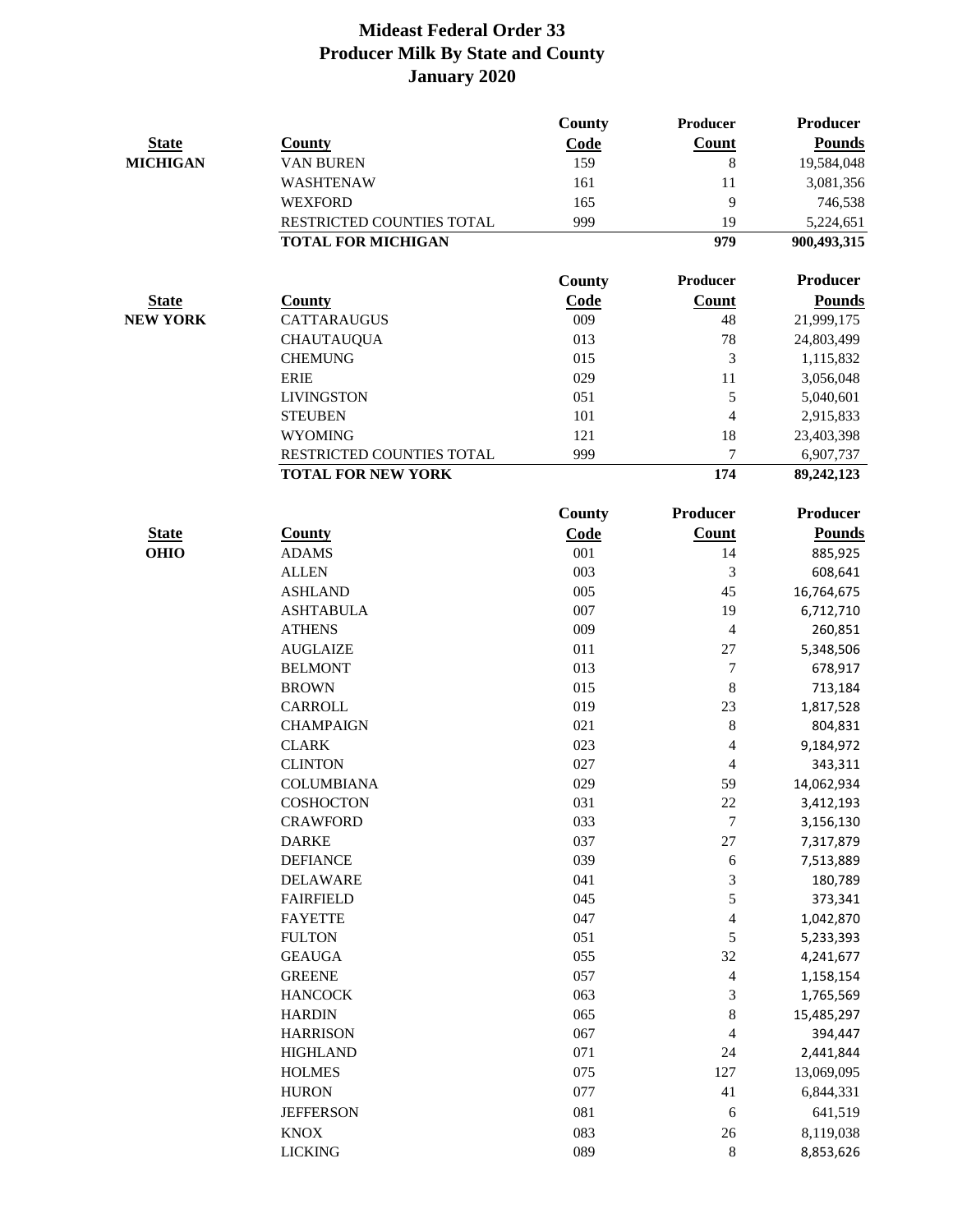# Mideast Federal Order 33
# Producer Milk By State and County
# January 2020

| State | County | County Code | Producer Count | Producer Pounds |
|---|---|---|---|---|
| MICHIGAN | VAN BUREN | 159 | 8 | 19,584,048 |
| | WASHTENAW | 161 | 11 | 3,081,356 |
| | WEXFORD | 165 | 9 | 746,538 |
| | RESTRICTED COUNTIES TOTAL | 999 | 19 | 5,224,651 |
| | **TOTAL FOR MICHIGAN** | | **979** | **900,493,315** |

| State | County | County Code | Producer Count | Producer Pounds |
|---|---|---|---|---|
| NEW YORK | CATTARAUGUS | 009 | 48 | 21,999,175 |
| | CHAUTAUQUA | 013 | 78 | 24,803,499 |
| | CHEMUNG | 015 | 3 | 1,115,832 |
| | ERIE | 029 | 11 | 3,056,048 |
| | LIVINGSTON | 051 | 5 | 5,040,601 |
| | STEUBEN | 101 | 4 | 2,915,833 |
| | WYOMING | 121 | 18 | 23,403,398 |
| | RESTRICTED COUNTIES TOTAL | 999 | 7 | 6,907,737 |
| | **TOTAL FOR NEW YORK** | | **174** | **89,242,123** |

| State | County | County Code | Producer Count | Producer Pounds |
|---|---|---|---|---|
| OHIO | ADAMS | 001 | 14 | 885,925 |
| | ALLEN | 003 | 3 | 608,641 |
| | ASHLAND | 005 | 45 | 16,764,675 |
| | ASHTABULA | 007 | 19 | 6,712,710 |
| | ATHENS | 009 | 4 | 260,851 |
| | AUGLAIZE | 011 | 27 | 5,348,506 |
| | BELMONT | 013 | 7 | 678,917 |
| | BROWN | 015 | 8 | 713,184 |
| | CARROLL | 019 | 23 | 1,817,528 |
| | CHAMPAIGN | 021 | 8 | 804,831 |
| | CLARK | 023 | 4 | 9,184,972 |
| | CLINTON | 027 | 4 | 343,311 |
| | COLUMBIANA | 029 | 59 | 14,062,934 |
| | COSHOCTON | 031 | 22 | 3,412,193 |
| | CRAWFORD | 033 | 7 | 3,156,130 |
| | DARKE | 037 | 27 | 7,317,879 |
| | DEFIANCE | 039 | 6 | 7,513,889 |
| | DELAWARE | 041 | 3 | 180,789 |
| | FAIRFIELD | 045 | 5 | 373,341 |
| | FAYETTE | 047 | 4 | 1,042,870 |
| | FULTON | 051 | 5 | 5,233,393 |
| | GEAUGA | 055 | 32 | 4,241,677 |
| | GREENE | 057 | 4 | 1,158,154 |
| | HANCOCK | 063 | 3 | 1,765,569 |
| | HARDIN | 065 | 8 | 15,485,297 |
| | HARRISON | 067 | 4 | 394,447 |
| | HIGHLAND | 071 | 24 | 2,441,844 |
| | HOLMES | 075 | 127 | 13,069,095 |
| | HURON | 077 | 41 | 6,844,331 |
| | JEFFERSON | 081 | 6 | 641,519 |
| | KNOX | 083 | 26 | 8,119,038 |
| | LICKING | 089 | 8 | 8,853,626 |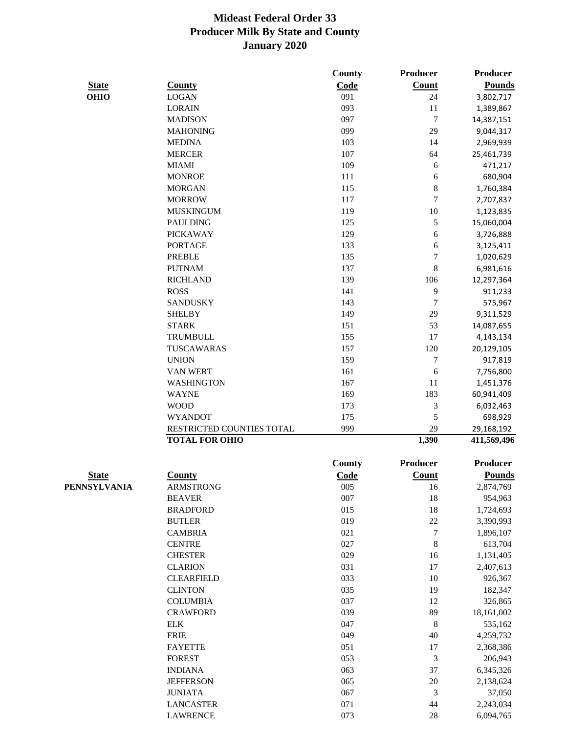# Mideast Federal Order 33
## Producer Milk By State and County
## January 2020

| State | County | County Code | Producer Count | Producer Pounds |
|---|---|---|---|---|
| **OHIO** | LOGAN | 091 | 24 | 3,802,717 |
| | LORAIN | 093 | 11 | 1,389,867 |
| | MADISON | 097 | 7 | 14,387,151 |
| | MAHONING | 099 | 29 | 9,044,317 |
| | MEDINA | 103 | 14 | 2,969,939 |
| | MERCER | 107 | 64 | 25,461,739 |
| | MIAMI | 109 | 6 | 471,217 |
| | MONROE | 111 | 6 | 680,904 |
| | MORGAN | 115 | 8 | 1,760,384 |
| | MORROW | 117 | 7 | 2,707,837 |
| | MUSKINGUM | 119 | 10 | 1,123,835 |
| | PAULDING | 125 | 5 | 15,060,004 |
| | PICKAWAY | 129 | 6 | 3,726,888 |
| | PORTAGE | 133 | 6 | 3,125,411 |
| | PREBLE | 135 | 7 | 1,020,629 |
| | PUTNAM | 137 | 8 | 6,981,616 |
| | RICHLAND | 139 | 106 | 12,297,364 |
| | ROSS | 141 | 9 | 911,233 |
| | SANDUSKY | 143 | 7 | 575,967 |
| | SHELBY | 149 | 29 | 9,311,529 |
| | STARK | 151 | 53 | 14,087,655 |
| | TRUMBULL | 155 | 17 | 4,143,134 |
| | TUSCAWARAS | 157 | 120 | 20,129,105 |
| | UNION | 159 | 7 | 917,819 |
| | VAN WERT | 161 | 6 | 7,756,800 |
| | WASHINGTON | 167 | 11 | 1,451,376 |
| | WAYNE | 169 | 183 | 60,941,409 |
| | WOOD | 173 | 3 | 6,032,463 |
| | WYANDOT | 175 | 5 | 698,929 |
| | RESTRICTED COUNTIES TOTAL | 999 | 29 | 29,168,192 |
| | **TOTAL FOR OHIO** | | **1,390** | **411,569,496** |

| State | County | County Code | Producer Count | Producer Pounds |
|---|---|---|---|---|
| **PENNSYLVANIA** | ARMSTRONG | 005 | 16 | 2,874,769 |
| | BEAVER | 007 | 18 | 954,963 |
| | BRADFORD | 015 | 18 | 1,724,693 |
| | BUTLER | 019 | 22 | 3,390,993 |
| | CAMBRIA | 021 | 7 | 1,896,107 |
| | CENTRE | 027 | 8 | 613,704 |
| | CHESTER | 029 | 16 | 1,131,405 |
| | CLARION | 031 | 17 | 2,407,613 |
| | CLEARFIELD | 033 | 10 | 926,367 |
| | CLINTON | 035 | 19 | 182,347 |
| | COLUMBIA | 037 | 12 | 326,865 |
| | CRAWFORD | 039 | 89 | 18,161,002 |
| | ELK | 047 | 8 | 535,162 |
| | ERIE | 049 | 40 | 4,259,732 |
| | FAYETTE | 051 | 17 | 2,368,386 |
| | FOREST | 053 | 3 | 206,943 |
| | INDIANA | 063 | 37 | 6,345,326 |
| | JEFFERSON | 065 | 20 | 2,138,624 |
| | JUNIATA | 067 | 3 | 37,050 |
| | LANCASTER | 071 | 44 | 2,243,034 |
| | LAWRENCE | 073 | 28 | 6,094,765 |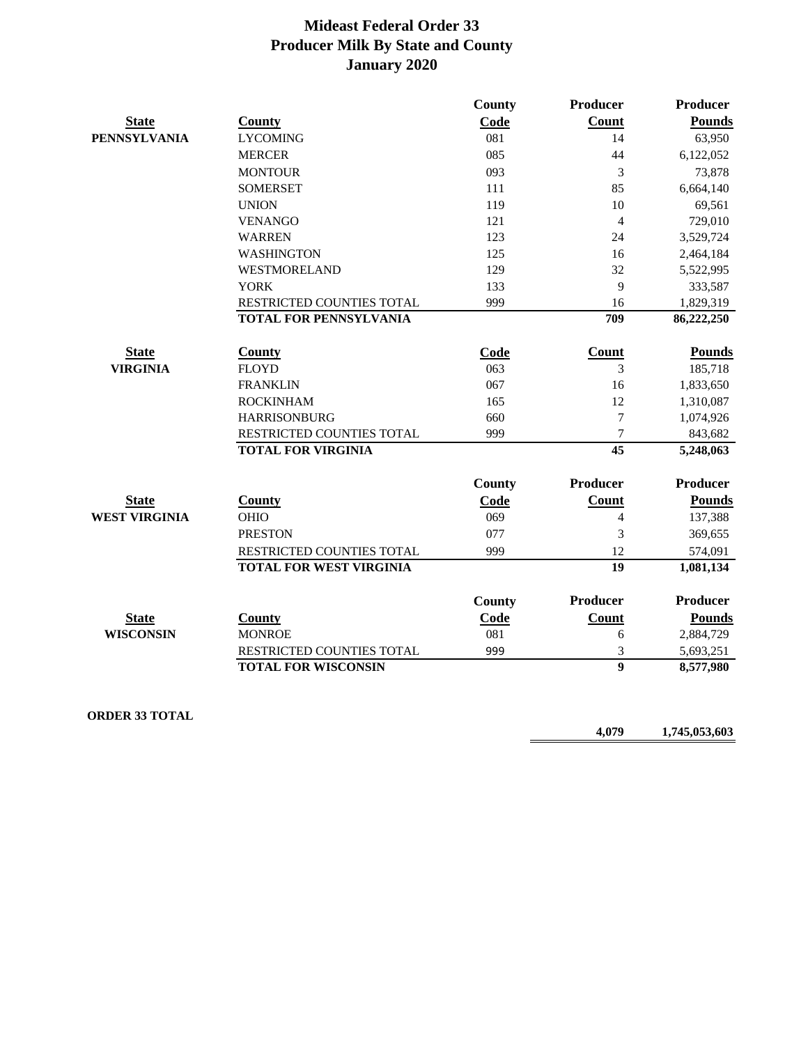# Mideast Federal Order 33
# Producer Milk By State and County
# January 2020

| State | County | County Code | Producer Count | Producer Pounds |
|---|---|---|---|---|
| **PENNSYLVANIA** | LYCOMING | 081 | 14 | 63,950 |
| | MERCER | 085 | 44 | 6,122,052 |
| | MONTOUR | 093 | 3 | 73,878 |
| | SOMERSET | 111 | 85 | 6,664,140 |
| | UNION | 119 | 10 | 69,561 |
| | VENANGO | 121 | 4 | 729,010 |
| | WARREN | 123 | 24 | 3,529,724 |
| | WASHINGTON | 125 | 16 | 2,464,184 |
| | WESTMORELAND | 129 | 32 | 5,522,995 |
| | YORK | 133 | 9 | 333,587 |
| | RESTRICTED COUNTIES TOTAL | 999 | 16 | 1,829,319 |
| | **TOTAL FOR PENNSYLVANIA** | | **709** | **86,222,250** |

| State | County | Code | Count | Pounds |
|---|---|---|---|---|
| **VIRGINIA** | FLOYD | 063 | 3 | 185,718 |
| | FRANKLIN | 067 | 16 | 1,833,650 |
| | ROCKINHAM | 165 | 12 | 1,310,087 |
| | HARRISONBURG | 660 | 7 | 1,074,926 |
| | RESTRICTED COUNTIES TOTAL | 999 | 7 | 843,682 |
| | **TOTAL FOR VIRGINIA** | | **45** | **5,248,063** |

| State | County | County Code | Producer Count | Producer Pounds |
|---|---|---|---|---|
| **WEST VIRGINIA** | OHIO | 069 | 4 | 137,388 |
| | PRESTON | 077 | 3 | 369,655 |
| | RESTRICTED COUNTIES TOTAL | 999 | 12 | 574,091 |
| | **TOTAL FOR WEST VIRGINIA** | | **19** | **1,081,134** |

| State | County | County Code | Producer Count | Producer Pounds |
|---|---|---|---|---|
| **WISCONSIN** | MONROE | 081 | 6 | 2,884,729 |
| | RESTRICTED COUNTIES TOTAL | 999 | 3 | 5,693,251 |
| | **TOTAL FOR WISCONSIN** | | **9** | **8,577,980** |

| | | | | |
|---|---|---|---|---|
| **ORDER 33 TOTAL** | | | **4,079** | **1,745,053,603** |